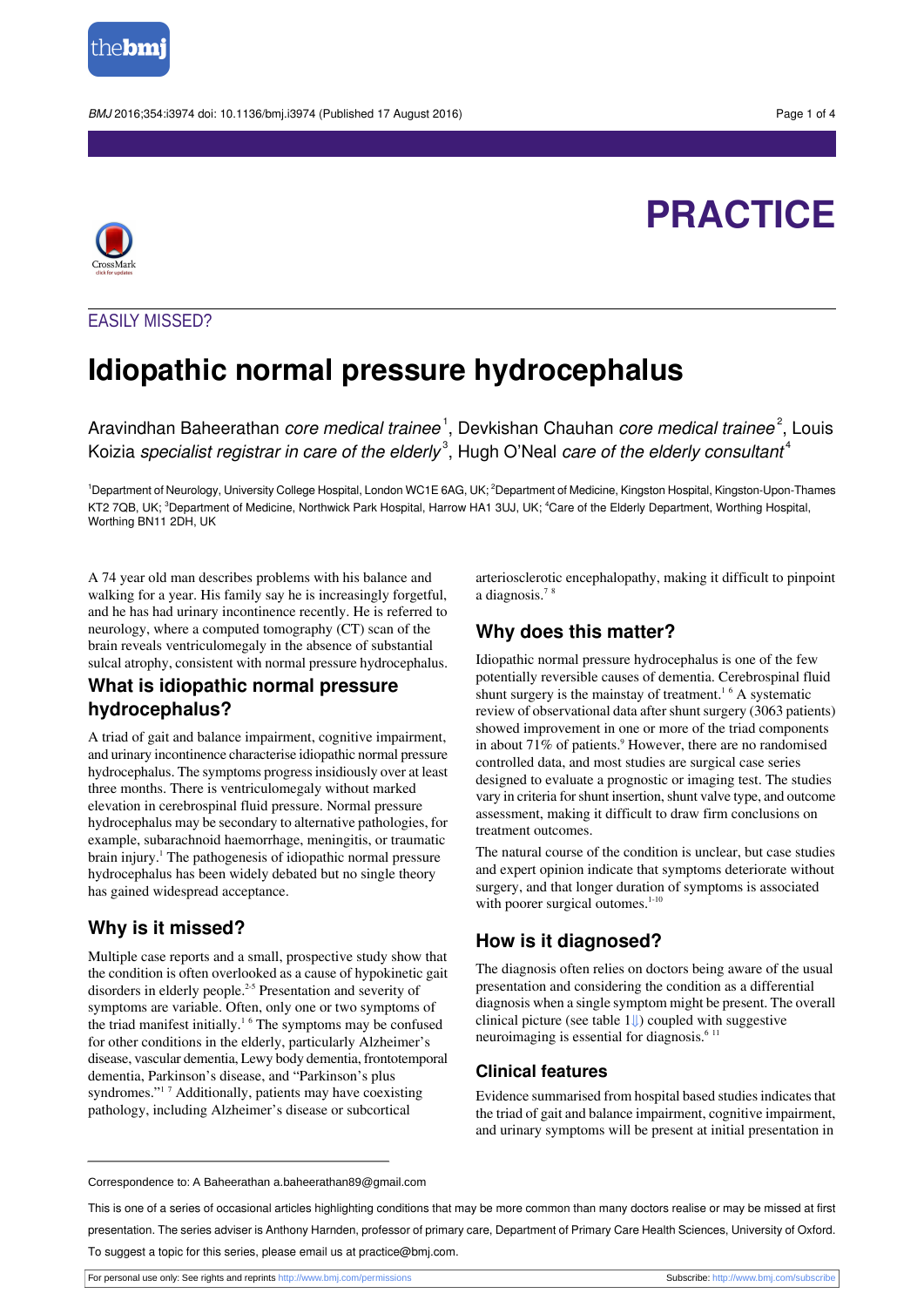PRACTICE

EASILY MISSED?

# Idiopathic normal pressure hydrocephalus

Aravindhan Baheerathan *core medical trainee*[1], Devkishan Chauhan *core medical trainee*[2], Louis Koizia *specialist registrar in care of the elderly*[3], Hugh O'Neal *care of the elderly consultant*[4]

[1]Department of Neurology, University College Hospital, London WC1E 6AG, UK; [2]Department of Medicine, Kingston Hospital, Kingston-Upon-Thames KT2 7QB, UK; [3]Department of Medicine, Northwick Park Hospital, Harrow HA1 3UJ, UK; [4]Care of the Elderly Department, Worthing Hospital, Worthing BN11 2DH, UK

A 74 year old man describes problems with his balance and walking for a year. His family say he is increasingly forgetful, and he has had urinary incontinence recently. He is referred to neurology, where a computed tomography (CT) scan of the brain reveals ventriculomegaly in the absence of substantial sulcal atrophy, consistent with normal pressure hydrocephalus.

## What is idiopathic normal pressure hydrocephalus?

A triad of gait and balance impairment, cognitive impairment, and urinary incontinence characterise idiopathic normal pressure hydrocephalus. The symptoms progress insidiously over at least three months. There is ventriculomegaly without marked elevation in cerebrospinal fluid pressure. Normal pressure hydrocephalus may be secondary to alternative pathologies, for example, subarachnoid haemorrhage, meningitis, or traumatic brain injury.[1] The pathogenesis of idiopathic normal pressure hydrocephalus has been widely debated but no single theory has gained widespread acceptance.

## Why is it missed?

Multiple case reports and a small, prospective study show that the condition is often overlooked as a cause of hypokinetic gait disorders in elderly people.[2-5] Presentation and severity of symptoms are variable. Often, only one or two symptoms of the triad manifest initially.[1,6] The symptoms may be confused for other conditions in the elderly, particularly Alzheimer's disease, vascular dementia, Lewy body dementia, frontotemporal dementia, Parkinson's disease, and "Parkinson's plus syndromes."[1,7] Additionally, patients may have coexisting pathology, including Alzheimer's disease or subcortical arteriosclerotic encephalopathy, making it difficult to pinpoint a diagnosis.[7,8]

## Why does this matter?

Idiopathic normal pressure hydrocephalus is one of the few potentially reversible causes of dementia. Cerebrospinal fluid shunt surgery is the mainstay of treatment.[1,6] A systematic review of observational data after shunt surgery (3063 patients) showed improvement in one or more of the triad components in about 71% of patients.[9] However, there are no randomised controlled data, and most studies are surgical case series designed to evaluate a prognostic or imaging test. The studies vary in criteria for shunt insertion, shunt valve type, and outcome assessment, making it difficult to draw firm conclusions on treatment outcomes.

The natural course of the condition is unclear, but case studies and expert opinion indicate that symptoms deteriorate without surgery, and that longer duration of symptoms is associated with poorer surgical outomes.[1-10]

## How is it diagnosed?

The diagnosis often relies on doctors being aware of the usual presentation and considering the condition as a differential diagnosis when a single symptom might be present. The overall clinical picture (see table 1⇓) coupled with suggestive neuroimaging is essential for diagnosis.[6,11]

### Clinical features

Evidence summarised from hospital based studies indicates that the triad of gait and balance impairment, cognitive impairment, and urinary symptoms will be present at initial presentation in

---

Correspondence to: A Baheerathan a.baheerathan89@gmail.com

This is one of a series of occasional articles highlighting conditions that may be more common than many doctors realise or may be missed at first presentation. The series adviser is Anthony Harnden, professor of primary care, Department of Primary Care Health Sciences, University of Oxford. To suggest a topic for this series, please email us at practice@bmj.com.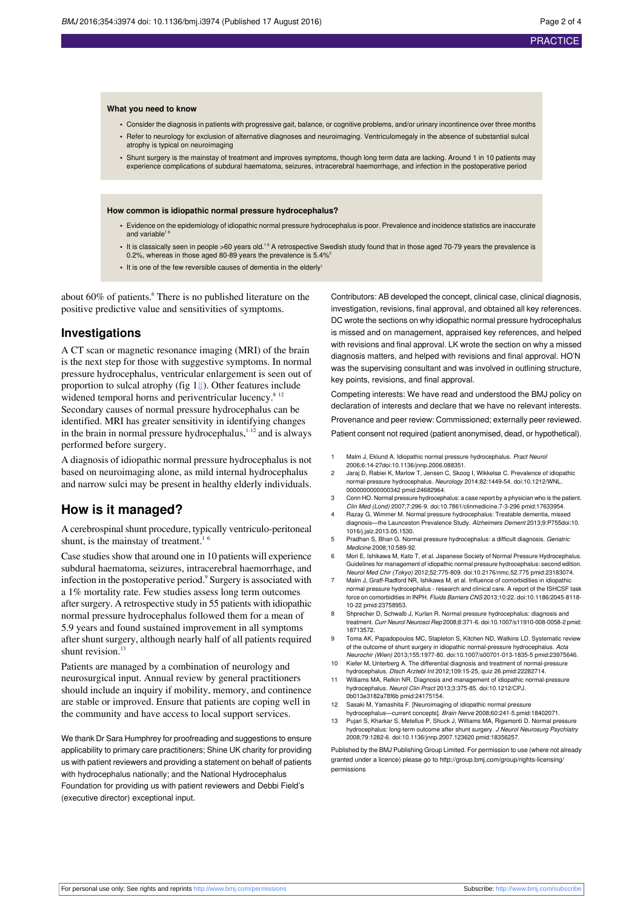**What you need to know**

- Consider the diagnosis in patients with progressive gait, balance, or cognitive problems, and/or urinary incontinence over three months
- Refer to neurology for exclusion of alternative diagnoses and neuroimaging. Ventriculomegaly in the absence of substantial sulcal atrophy is typical on neuroimaging
- Shunt surgery is the mainstay of treatment and improves symptoms, though long term data are lacking. Around 1 in 10 patients may experience complications of subdural haematoma, seizures, intracerebral haemorrhage, and infection in the postoperative period

**How common is idiopathic normal pressure hydrocephalus?**

- Evidence on the epidemiology of idiopathic normal pressure hydrocephalus is poor. Prevalence and incidence statistics are inaccurate and variable[1 6]
- It is classically seen in people >60 years old.[1 6] A retrospective Swedish study found that in those aged 70-79 years the prevalence is 0.2%, whereas in those aged 80-89 years the prevalence is 5.4%[2]
- It is one of the few reversible causes of dementia in the elderly[1]

about 60% of patients.[6] There is no published literature on the positive predictive value and sensitivities of symptoms.

## Investigations

A CT scan or magnetic resonance imaging (MRI) of the brain is the next step for those with suggestive symptoms. In normal pressure hydrocephalus, ventricular enlargement is seen out of proportion to sulcal atrophy (fig 1⇓). Other features include widened temporal horns and periventricular lucency.[8 12] Secondary causes of normal pressure hydrocephalus can be identified. MRI has greater sensitivity in identifying changes in the brain in normal pressure hydrocephalus,[1-12] and is always performed before surgery.

A diagnosis of idiopathic normal pressure hydrocephalus is not based on neuroimaging alone, as mild internal hydrocephalus and narrow sulci may be present in healthy elderly individuals.

## How is it managed?

A cerebrospinal shunt procedure, typically ventriculo-peritoneal shunt, is the mainstay of treatment.[1 6]

Case studies show that around one in 10 patients will experience subdural haematoma, seizures, intracerebral haemorrhage, and infection in the postoperative period.[9] Surgery is associated with a 1% mortality rate. Few studies assess long term outcomes after surgery. A retrospective study in 55 patients with idiopathic normal pressure hydrocephalus followed them for a mean of 5.9 years and found sustained improvement in all symptoms after shunt surgery, although nearly half of all patients required shunt revision.[13]

Patients are managed by a combination of neurology and neurosurgical input. Annual review by general practitioners should include an inquiry if mobility, memory, and continence are stable or improved. Ensure that patients are coping well in the community and have access to local support services.

We thank Dr Sara Humphrey for proofreading and suggestions to ensure applicability to primary care practitioners; Shine UK charity for providing us with patient reviewers and providing a statement on behalf of patients with hydrocephalus nationally; and the National Hydrocephalus Foundation for providing us with patient reviewers and Debbi Field's (executive director) exceptional input.

Contributors: AB developed the concept, clinical case, clinical diagnosis, investigation, revisions, final approval, and obtained all key references. DC wrote the sections on why idiopathic normal pressure hydrocephalus is missed and on management, appraised key references, and helped with revisions and final approval. LK wrote the section on why a missed diagnosis matters, and helped with revisions and final approval. HO'N was the supervising consultant and was involved in outlining structure, key points, revisions, and final approval.

Competing interests: We have read and understood the BMJ policy on declaration of interests and declare that we have no relevant interests.

Provenance and peer review: Commissioned; externally peer reviewed.

Patient consent not required (patient anonymised, dead, or hypothetical).

1. Malm J, Eklund A. Idiopathic normal pressure hydrocephalus. *Pract Neurol* 2006;6:14-27doi:10.1136/jnnp.2006.088351.
2. Jaraj D, Rabiei K, Marlow T, Jensen C, Skoog I, Wikkelsø C. Prevalence of idiopathic normal-pressure hydrocephalus. *Neurology* 2014;82:1449-54. doi:10.1212/WNL.0000000000000342 pmid:24682964.
3. Conn HO. Normal pressure hydrocephalus: a case report by a physician who is the patient. *Clin Med (Lond)* 2007;7:296-9. doi:10.7861/clinmedicine.7-3-296 pmid:17633954.
4. Razay G, Wimmer M. Normal pressure hydrocephalus: Treatable dementia, missed diagnosis—the Launceston Prevalence Study. *Alzheimers Dement* 2013;9:P755doi:10.1016/j.jalz.2013.05.1530.
5. Pradhan S, Bhan G. Normal pressure hydrocephalus: a difficult diagnosis. *Geriatric Medicine* 2008;10:589-92.
6. Mori E, Ishikawa M, Kato T, et al. Japanese Society of Normal Pressure Hydrocephalus. Guidelines for management of idiopathic normal pressure hydrocephalus: second edition. *Neurol Med Chir (Tokyo)* 2012;52:775-809. doi:10.2176/nmc.52.775 pmid:23183074.
7. Malm J, Graff-Radford NR, Ishikawa M, et al. Influence of comorbidities in idiopathic normal pressure hydrocephalus - research and clinical care. A report of the ISHCSF task force on comorbidities in INPH. *Fluids Barriers CNS* 2013;10:22. doi:10.1186/2045-8118-10-22 pmid:23758953.
8. Shprecher D, Schwalb J, Kurlan R. Normal pressure hydrocephalus: diagnosis and treatment. *Curr Neurol Neurosci Rep* 2008;8:371-6. doi:10.1007/s11910-008-0058-2 pmid:18713572.
9. Toma AK, Papadopoulos MC, Stapleton S, Kitchen ND, Watkins LD. Systematic review of the outcome of shunt surgery in idiopathic normal-pressure hydrocephalus. *Acta Neurochir (Wien)* 2013;155:1977-80. doi:10.1007/s00701-013-1835-5 pmid:23975646.
10. Kiefer M, Unterberg A. The differential diagnosis and treatment of normal-pressure hydrocephalus. *Dtsch Arztebl Int* 2012;109:15-25, quiz 26.pmid:22282714.
11. Williams MA, Relkin NR. Diagnosis and management of idiopathic normal-pressure hydrocephalus. *Neurol Clin Pract* 2013;3:375-85. doi:10.1212/CPJ.0b013e3182a78f6b pmid:24175154.
12. Sasaki M, Yamashita F. [Neuroimaging of idiopathic normal pressure hydrocephalus—current concepts]. *Brain Nerve* 2008;60:241-5.pmid:18402071.
13. Pujari S, Kharkar S, Metellus P, Shuck J, Williams MA, Rigamonti D. Normal pressure hydrocephalus: long-term outcome after shunt surgery. *J Neurol Neurosurg Psychiatry* 2008;79:1282-6. doi:10.1136/jnnp.2007.123620 pmid:18356257.

Published by the BMJ Publishing Group Limited. For permission to use (where not already granted under a licence) please go to http://group.bmj.com/group/rights-licensing/permissions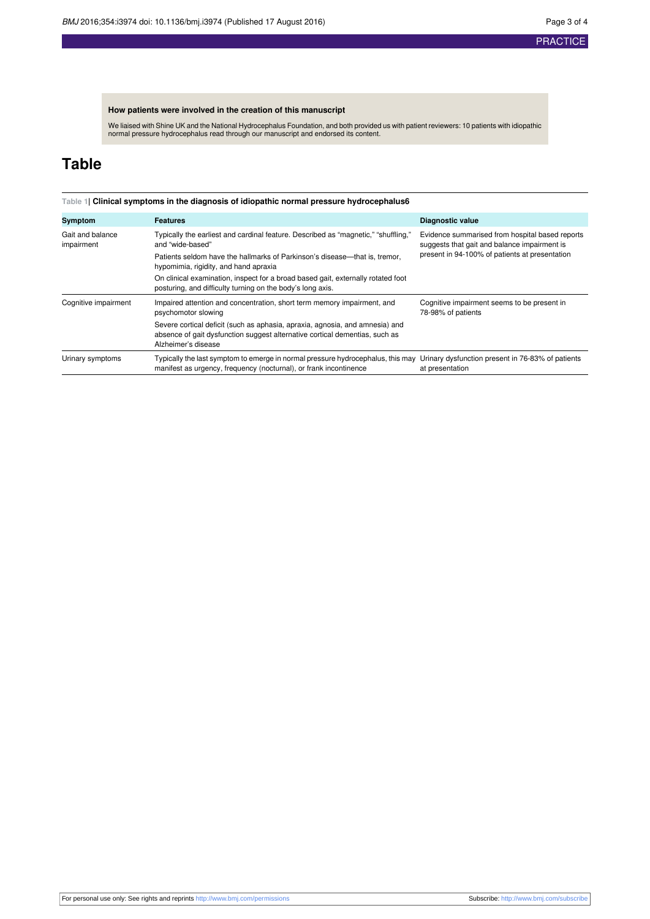### How patients were involved in the creation of this manuscript

We liaised with Shine UK and the National Hydrocephalus Foundation, and both provided us with patient reviewers: 10 patients with idiopathic normal pressure hydrocephalus read through our manuscript and endorsed its content.

# Table

**Table 1| Clinical symptoms in the diagnosis of idiopathic normal pressure hydrocephalus6**

| Symptom | Features | Diagnostic value |
|---|---|---|
| Gait and balance impairment | Typically the earliest and cardinal feature. Described as "magnetic," "shuffling," and "wide-based"<br>Patients seldom have the hallmarks of Parkinson's disease—that is, tremor, hypomimia, rigidity, and hand apraxia<br>On clinical examination, inspect for a broad based gait, externally rotated foot posturing, and difficulty turning on the body's long axis. | Evidence summarised from hospital based reports suggests that gait and balance impairment is present in 94-100% of patients at presentation |
| Cognitive impairment | Impaired attention and concentration, short term memory impairment, and psychomotor slowing<br>Severe cortical deficit (such as aphasia, apraxia, agnosia, and amnesia) and absence of gait dysfunction suggest alternative cortical dementias, such as Alzheimer's disease | Cognitive impairment seems to be present in 78-98% of patients |
| Urinary symptoms | Typically the last symptom to emerge in normal pressure hydrocephalus, this may manifest as urgency, frequency (nocturnal), or frank incontinence | Urinary dysfunction present in 76-83% of patients at presentation |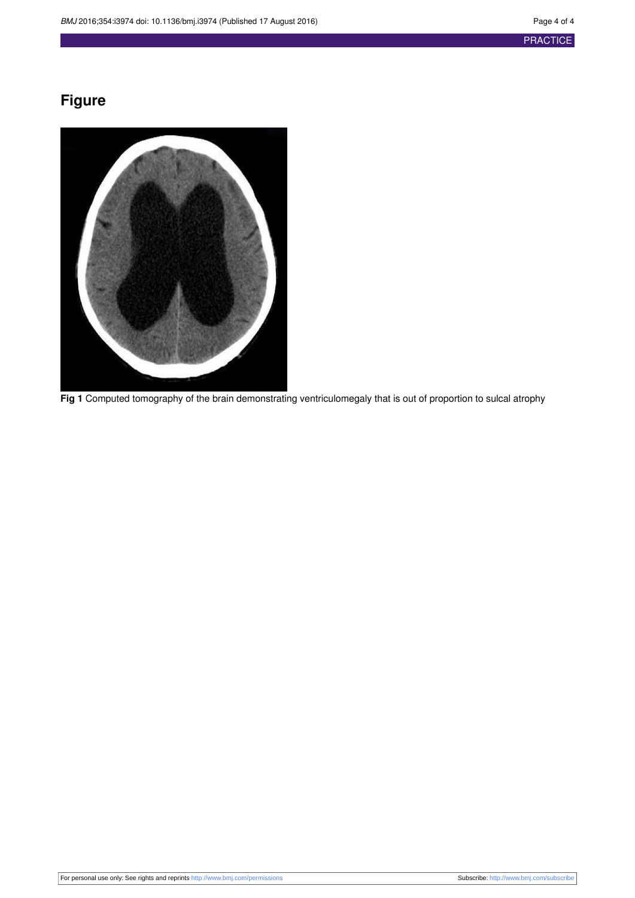# Figure

**Fig 1** Computed tomography of the brain demonstrating ventriculomegaly that is out of proportion to sulcal atrophy